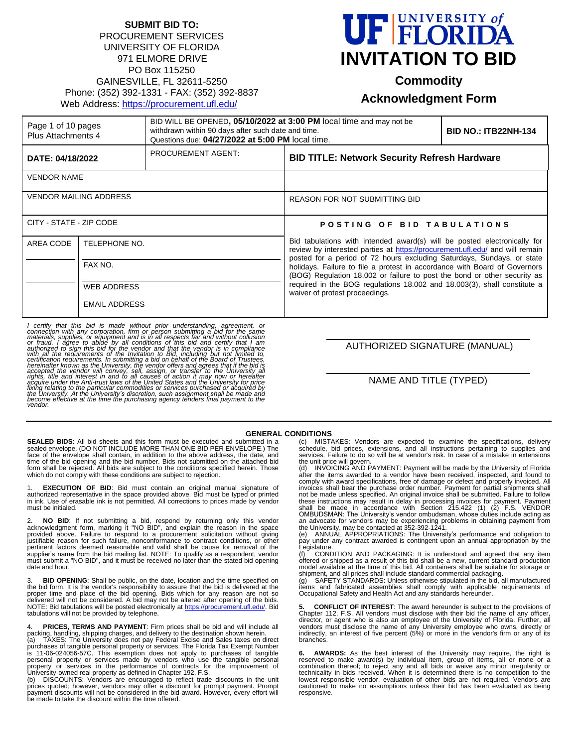**SUBMIT BID TO:**
PROCUREMENT SERVICES
UNIVERSITY OF FLORIDA
971 ELMORE DRIVE
PO Box 115250
GAINESVILLE, FL 32611-5250
Phone: (352) 392-1331 - FAX: (352) 392-8837
Web Address: https://procurement.ufl.edu/

# UF UNIVERSITY of FLORIDA
# INVITATION TO BID
## Commodity
## Acknowledgment Form

| Page 1 of 10 pages Plus Attachments 4 | BID WILL BE OPENED, **05/10/2022 at 3:00 PM** local time and may not be withdrawn within 90 days after such date and time. Questions due: **04/27/2022 at 5:00 PM** local time. | **BID NO.: ITB22NH-134** |
|---|---|---|
| **DATE: 04/18/2022** | PROCUREMENT AGENT: | **BID TITLE: Network Security Refresh Hardware** |

| VENDOR NAME | |
|---|---|
| VENDOR MAILING ADDRESS | REASON FOR NOT SUBMITTING BID |
| CITY - STATE - ZIP CODE | **POSTING OF BID TABULATIONS** |
| AREA CODE / TELEPHONE NO. / FAX NO. / WEB ADDRESS / EMAIL ADDRESS | Bid tabulations with intended award(s) will be posted electronically for review by interested parties at https://procurement.ufl.edu/ and will remain posted for a period of 72 hours excluding Saturdays, Sundays, or state holidays. Failure to file a protest in accordance with Board of Governors (BOG) Regulation 18.002 or failure to post the bond or other security as required in the BOG regulations 18.002 and 18.003(3), shall constitute a waiver of protest proceedings. |

*I certify that this bid is made without prior understanding, agreement, or connection with any corporation, firm or person submitting a bid for the same materials, supplies, or equipment and is in all respects fair and without collusion or fraud. I agree to abide by all conditions of this bid and certify that I am authorized to sign this bid for the vendor and that the vendor is in compliance with all the requirements of the Invitation to Bid, including but not limited to, certification requirements. In submitting a bid on behalf of the Board of Trustees, hereinafter known as the University, the vendor offers and agrees that if the bid is accepted the vendor will convey, sell, assign, or transfer to the University all rights, title and interest in and to all causes of action it may now or hereafter acquire under the Anti-trust laws of the United States and the University for price fixing relating to the particular commodities or services purchased or acquired by the University. At the University's discretion, such assignment shall be made and become effective at the time the purchasing agency tenders final payment to the vendor.*

AUTHORIZED SIGNATURE (MANUAL)

NAME AND TITLE (TYPED)

## GENERAL CONDITIONS

**SEALED BIDS**: All bid sheets and this form must be executed and submitted in a sealed envelope. (DO NOT INCLUDE MORE THAN ONE BID PER ENVELOPE.) The face of the envelope shall contain, in addition to the above address, the date, and time of the bid opening and the bid number. Bids not submitted on the attached bid form shall be rejected. All bids are subject to the conditions specified herein. Those which do not comply with these conditions are subject to rejection.

1. **EXECUTION OF BID**: Bid must contain an original manual signature of authorized representative in the space provided above. Bid must be typed or printed in ink. Use of erasable ink is not permitted. All corrections to prices made by vendor must be initialed.

2. **NO BID**: If not submitting a bid, respond by returning only this vendor acknowledgment form, marking it "NO BID", and explain the reason in the space provided above. Failure to respond to a procurement solicitation without giving justifiable reason for such failure, nonconformance to contract conditions, or other pertinent factors deemed reasonable and valid shall be cause for removal of the supplier's name from the bid mailing list. NOTE: To qualify as a respondent, vendor must submit a "NO BID", and it must be received no later than the stated bid opening date and hour.

3. **BID OPENING**: Shall be public, on the date, location and the time specified on the bid form. It is the vendor's responsibility to assure that the bid is delivered at the proper time and place of the bid opening. Bids which for any reason are not so delivered will not be considered. A bid may not be altered after opening of the bids. NOTE: Bid tabulations will be posted electronically at https://procurement.ufl.edu/. Bid tabulations will not be provided by telephone.

4. **PRICES, TERMS AND PAYMENT**: Firm prices shall be bid and will include all packing, handling, shipping charges, and delivery to the destination shown herein.
(a) TAXES: The University does not pay Federal Excise and Sales taxes on direct purchases of tangible personal property or services. The Florida Tax Exempt Number is 11-06-024056-57C. This exemption does not apply to purchases of tangible personal property or services made by vendors who use the tangible personal property or services in the performance of contracts for the improvement of University-owned real property as defined in Chapter 192, F.S.
(b) DISCOUNTS: Vendors are encouraged to reflect trade discounts in the unit prices quoted; however, vendors may offer a discount for prompt payment. Prompt payment discounts will not be considered in the bid award. However, every effort will be made to take the discount within the time offered.
(c) MISTAKES: Vendors are expected to examine the specifications, delivery schedule, bid prices, extensions, and all instructions pertaining to supplies and services. Failure to do so will be at vendor's risk. In case of a mistake in extensions the unit price will govern.
(d) INVOICING AND PAYMENT: Payment will be made by the University of Florida after the items awarded to a vendor have been received, inspected, and found to comply with award specifications, free of damage or defect and properly invoiced. All invoices shall bear the purchase order number. Payment for partial shipments shall not be made unless specified. An original invoice shall be submitted. Failure to follow these instructions may result in delay in processing invoices for payment. Payment shall be made in accordance with Section 215.422 (1) (2) F.S. VENDOR OMBUDSMAN: The University's vendor ombudsman, whose duties include acting as an advocate for vendors may be experiencing problems in obtaining payment from the University, may be contacted at 352-392-1241.
(e) ANNUAL APPROPRIATIONS: The University's performance and obligation to pay under any contract awarded is contingent upon an annual appropriation by the Legislature.
(f) CONDITION AND PACKAGING: It is understood and agreed that any item offered or shipped as a result of this bid shall be a new, current standard production model available at the time of this bid. All containers shall be suitable for storage or shipment, and all prices shall include standard commercial packaging.
(g) SAFETY STANDARDS: Unless otherwise stipulated in the bid, all manufactured items and fabricated assemblies shall comply with applicable requirements of Occupational Safety and Health Act and any standards hereunder.

5. **CONFLICT OF INTEREST**: The award hereunder is subject to the provisions of Chapter 112, F.S. All vendors must disclose with their bid the name of any officer, director, or agent who is also an employee of the University of Florida. Further, all vendors must disclose the name of any University employee who owns, directly or indirectly, an interest of five percent (5%) or more in the vendor's firm or any of its branches.

6. **AWARDS:** As the best interest of the University may require, the right is reserved to make award(s) by individual item, group of items, all or none or a combination thereof; to reject any and all bids or waive any minor irregularity or technicality in bids received. When it is determined there is no competition to the lowest responsible vendor, evaluation of other bids are not required. Vendors are cautioned to make no assumptions unless their bid has been evaluated as being responsive.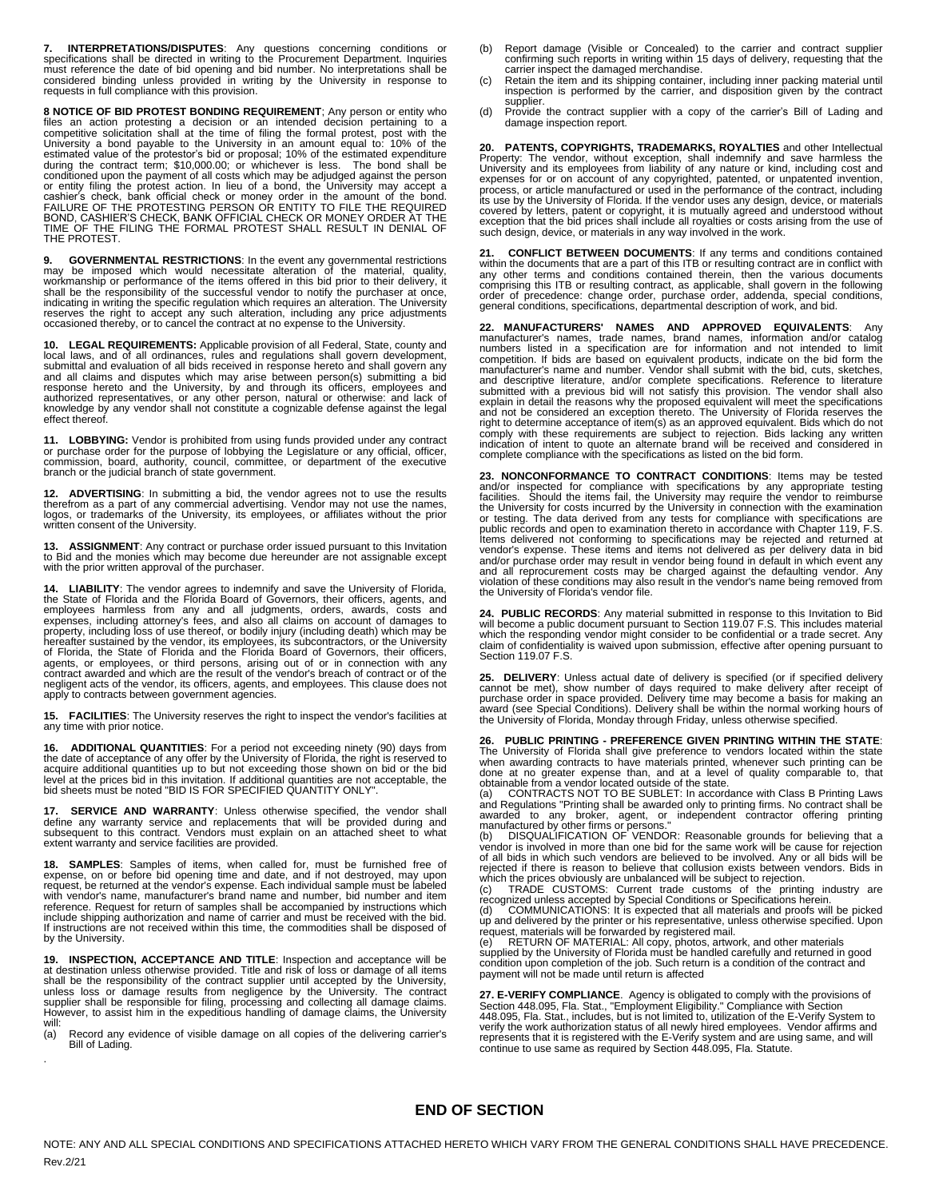**7. INTERPRETATIONS/DISPUTES**: Any questions concerning conditions or specifications shall be directed in writing to the Procurement Department. Inquiries must reference the date of bid opening and bid number. No interpretations shall be considered binding unless provided in writing by the University in response to requests in full compliance with this provision.

**8 NOTICE OF BID PROTEST BONDING REQUIREMENT**; Any person or entity who files an action protesting a decision or an intended decision pertaining to a competitive solicitation shall at the time of filing the formal protest, post with the University a bond payable to the University in an amount equal to: 10% of the estimated value of the protestor's bid or proposal; 10% of the estimated expenditure during the contract term; $10,000.00; or whichever is less. The bond shall be conditioned upon the payment of all costs which may be adjudged against the person or entity filing the protest action. In lieu of a bond, the University may accept a cashier's check, bank official check or money order in the amount of the bond. FAILURE OF THE PROTESTING PERSON OR ENTITY TO FILE THE REQUIRED BOND, CASHIER'S CHECK, BANK OFFICIAL CHECK OR MONEY ORDER AT THE TIME OF THE FILING THE FORMAL PROTEST SHALL RESULT IN DENIAL OF THE PROTEST.

**9. GOVERNMENTAL RESTRICTIONS**: In the event any governmental restrictions may be imposed which would necessitate alteration of the material, quality, workmanship or performance of the items offered in this bid prior to their delivery, it shall be the responsibility of the successful vendor to notify the purchaser at once, indicating in writing the specific regulation which requires an alteration. The University reserves the right to accept any such alteration, including any price adjustments occasioned thereby, or to cancel the contract at no expense to the University.

**10. LEGAL REQUIREMENTS:** Applicable provision of all Federal, State, county and local laws, and of all ordinances, rules and regulations shall govern development, submittal and evaluation of all bids received in response hereto and shall govern any and all claims and disputes which may arise between person(s) submitting a bid response hereto and the University, by and through its officers, employees and authorized representatives, or any other person, natural or otherwise: and lack of knowledge by any vendor shall not constitute a cognizable defense against the legal effect thereof.

**11. LOBBYING:** Vendor is prohibited from using funds provided under any contract or purchase order for the purpose of lobbying the Legislature or any official, officer, commission, board, authority, council, committee, or department of the executive branch or the judicial branch of state government.

**12. ADVERTISING**: In submitting a bid, the vendor agrees not to use the results therefrom as a part of any commercial advertising. Vendor may not use the names, logos, or trademarks of the University, its employees, or affiliates without the prior written consent of the University.

**13. ASSIGNMENT**: Any contract or purchase order issued pursuant to this Invitation to Bid and the monies which may become due hereunder are not assignable except with the prior written approval of the purchaser.

**14. LIABILITY**: The vendor agrees to indemnify and save the University of Florida, the State of Florida and the Florida Board of Governors, their officers, agents, and employees harmless from any and all judgments, orders, awards, costs and expenses, including attorney's fees, and also all claims on account of damages to property, including loss of use thereof, or bodily injury (including death) which may be hereafter sustained by the vendor, its employees, its subcontractors, or the University of Florida, the State of Florida and the Florida Board of Governors, their officers, agents, or employees, or third persons, arising out of or in connection with any contract awarded and which are the result of the vendor's breach of contract or of the negligent acts of the vendor, its officers, agents, and employees. This clause does not apply to contracts between government agencies.

**15. FACILITIES**: The University reserves the right to inspect the vendor's facilities at any time with prior notice.

**16. ADDITIONAL QUANTITIES**: For a period not exceeding ninety (90) days from the date of acceptance of any offer by the University of Florida, the right is reserved to acquire additional quantities up to but not exceeding those shown on bid or the bid level at the prices bid in this invitation. If additional quantities are not acceptable, the bid sheets must be noted "BID IS FOR SPECIFIED QUANTITY ONLY".

**17. SERVICE AND WARRANTY**: Unless otherwise specified, the vendor shall define any warranty service and replacements that will be provided during and subsequent to this contract. Vendors must explain on an attached sheet to what extent warranty and service facilities are provided.

**18. SAMPLES**: Samples of items, when called for, must be furnished free of expense, on or before bid opening time and date, and if not destroyed, may upon request, be returned at the vendor's expense. Each individual sample must be labeled with vendor's name, manufacturer's brand name and number, bid number and item reference. Request for return of samples shall be accompanied by instructions which include shipping authorization and name of carrier and must be received with the bid. If instructions are not received within this time, the commodities shall be disposed of by the University.

**19. INSPECTION, ACCEPTANCE AND TITLE**: Inspection and acceptance will be at destination unless otherwise provided. Title and risk of loss or damage of all items shall be the responsibility of the contract supplier until accepted by the University, unless loss or damage results from negligence by the University. The contract supplier shall be responsible for filing, processing and collecting all damage claims. However, to assist him in the expeditious handling of damage claims, the University will:

(a) Record any evidence of visible damage on all copies of the delivering carrier's Bill of Lading.

(b) Report damage (Visible or Concealed) to the carrier and contract supplier confirming such reports in writing within 15 days of delivery, requesting that the carrier inspect the damaged merchandise.

(c) Retain the item and its shipping container, including inner packing material until inspection is performed by the carrier, and disposition given by the contract supplier.

(d) Provide the contract supplier with a copy of the carrier's Bill of Lading and damage inspection report.

**20. PATENTS, COPYRIGHTS, TRADEMARKS, ROYALTIES** and other Intellectual Property: The vendor, without exception, shall indemnify and save harmless the University and its employees from liability of any nature or kind, including cost and expenses for or on account of any copyrighted, patented, or unpatented invention, process, or article manufactured or used in the performance of the contract, including its use by the University of Florida. If the vendor uses any design, device, or materials covered by letters, patent or copyright, it is mutually agreed and understood without exception that the bid prices shall include all royalties or costs arising from the use of such design, device, or materials in any way involved in the work.

**21. CONFLICT BETWEEN DOCUMENTS**: If any terms and conditions contained within the documents that are a part of this ITB or resulting contract are in conflict with any other terms and conditions contained therein, then the various documents comprising this ITB or resulting contract, as applicable, shall govern in the following order of precedence: change order, purchase order, addenda, special conditions, general conditions, specifications, departmental description of work, and bid.

**22. MANUFACTURERS' NAMES AND APPROVED EQUIVALENTS**: Any manufacturer's names, trade names, brand names, information and/or catalog numbers listed in a specification are for information and not intended to limit competition. If bids are based on equivalent products, indicate on the bid form the manufacturer's name and number. Vendor shall submit with the bid, cuts, sketches, and descriptive literature, and/or complete specifications. Reference to literature submitted with a previous bid will not satisfy this provision. The vendor shall also explain in detail the reasons why the proposed equivalent will meet the specifications and not be considered an exception thereto. The University of Florida reserves the right to determine acceptance of item(s) as an approved equivalent. Bids which do not comply with these requirements are subject to rejection. Bids lacking any written indication of intent to quote an alternate brand will be received and considered in complete compliance with the specifications as listed on the bid form.

**23. NONCONFORMANCE TO CONTRACT CONDITIONS**: Items may be tested and/or inspected for compliance with specifications by any appropriate testing facilities. Should the items fail, the University may require the vendor to reimburse the University for costs incurred by the University in connection with the examination or testing. The data derived from any tests for compliance with specifications are public records and open to examination thereto in accordance with Chapter 119, F.S. Items delivered not conforming to specifications may be rejected and returned at vendor's expense. These items and items not delivered as per delivery data in bid and/or purchase order may result in vendor being found in default in which event any and all reprocurement costs may be charged against the defaulting vendor. Any violation of these conditions may also result in the vendor's name being removed from the University of Florida's vendor file.

**24. PUBLIC RECORDS**: Any material submitted in response to this Invitation to Bid will become a public document pursuant to Section 119.07 F.S. This includes material which the responding vendor might consider to be confidential or a trade secret. Any claim of confidentiality is waived upon submission, effective after opening pursuant to Section 119.07 F.S.

**25. DELIVERY**: Unless actual date of delivery is specified (or if specified delivery cannot be met), show number of days required to make delivery after receipt of purchase order in space provided. Delivery time may become a basis for making an award (see Special Conditions). Delivery shall be within the normal working hours of the University of Florida, Monday through Friday, unless otherwise specified.

**26. PUBLIC PRINTING - PREFERENCE GIVEN PRINTING WITHIN THE STATE**: The University of Florida shall give preference to vendors located within the state when awarding contracts to have materials printed, whenever such printing can be done at no greater expense than, and at a level of quality comparable to, that obtainable from a vendor located outside of the state.

(a) CONTRACTS NOT TO BE SUBLET: In accordance with Class B Printing Laws and Regulations "Printing shall be awarded only to printing firms. No contract shall be awarded to any broker, agent, or independent contractor offering printing manufactured by other firms or persons."

(b) DISQUALIFICATION OF VENDOR: Reasonable grounds for believing that a vendor is involved in more than one bid for the same work will be cause for rejection of all bids in which such vendors are believed to be involved. Any or all bids will be rejected if there is reason to believe that collusion exists between vendors. Bids in which the prices obviously are unbalanced will be subject to rejection.

(c) TRADE CUSTOMS: Current trade customs of the printing industry are recognized unless accepted by Special Conditions or Specifications herein.

(d) COMMUNICATIONS: It is expected that all materials and proofs will be picked up and delivered by the printer or his representative, unless otherwise specified. Upon request, materials will be forwarded by registered mail.

(e) RETURN OF MATERIAL: All copy, photos, artwork, and other materials supplied by the University of Florida must be handled carefully and returned in good condition upon completion of the job. Such return is a condition of the contract and payment will not be made until return is affected

**27. E-VERIFY COMPLIANCE**. Agency is obligated to comply with the provisions of Section 448.095, Fla. Stat., "Employment Eligibility." Compliance with Section 448.095, Fla. Stat., includes, but is not limited to, utilization of the E-Verify System to verify the work authorization status of all newly hired employees. Vendor affirms and represents that it is registered with the E-Verify system and are using same, and will continue to use same as required by Section 448.095, Fla. Statute.

## END OF SECTION

NOTE: ANY AND ALL SPECIAL CONDITIONS AND SPECIFICATIONS ATTACHED HERETO WHICH VARY FROM THE GENERAL CONDITIONS SHALL HAVE PRECEDENCE.

Rev.2/21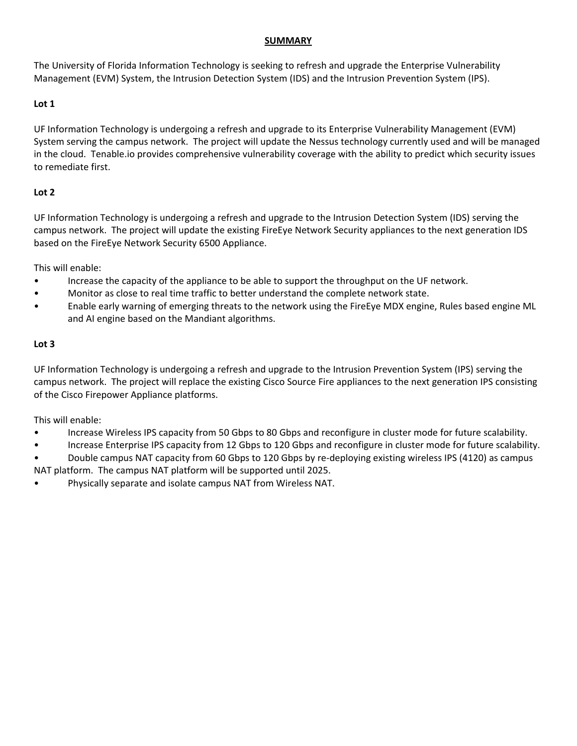# SUMMARY

The University of Florida Information Technology is seeking to refresh and upgrade the Enterprise Vulnerability Management (EVM) System, the Intrusion Detection System (IDS) and the Intrusion Prevention System (IPS).

**Lot 1**

UF Information Technology is undergoing a refresh and upgrade to its Enterprise Vulnerability Management (EVM) System serving the campus network. The project will update the Nessus technology currently used and will be managed in the cloud. Tenable.io provides comprehensive vulnerability coverage with the ability to predict which security issues to remediate first.

**Lot 2**

UF Information Technology is undergoing a refresh and upgrade to the Intrusion Detection System (IDS) serving the campus network. The project will update the existing FireEye Network Security appliances to the next generation IDS based on the FireEye Network Security 6500 Appliance.

This will enable:

- Increase the capacity of the appliance to be able to support the throughput on the UF network.
- Monitor as close to real time traffic to better understand the complete network state.
- Enable early warning of emerging threats to the network using the FireEye MDX engine, Rules based engine ML and AI engine based on the Mandiant algorithms.

**Lot 3**

UF Information Technology is undergoing a refresh and upgrade to the Intrusion Prevention System (IPS) serving the campus network. The project will replace the existing Cisco Source Fire appliances to the next generation IPS consisting of the Cisco Firepower Appliance platforms.

This will enable:

- Increase Wireless IPS capacity from 50 Gbps to 80 Gbps and reconfigure in cluster mode for future scalability.
- Increase Enterprise IPS capacity from 12 Gbps to 120 Gbps and reconfigure in cluster mode for future scalability.
- Double campus NAT capacity from 60 Gbps to 120 Gbps by re-deploying existing wireless IPS (4120) as campus NAT platform. The campus NAT platform will be supported until 2025.
- Physically separate and isolate campus NAT from Wireless NAT.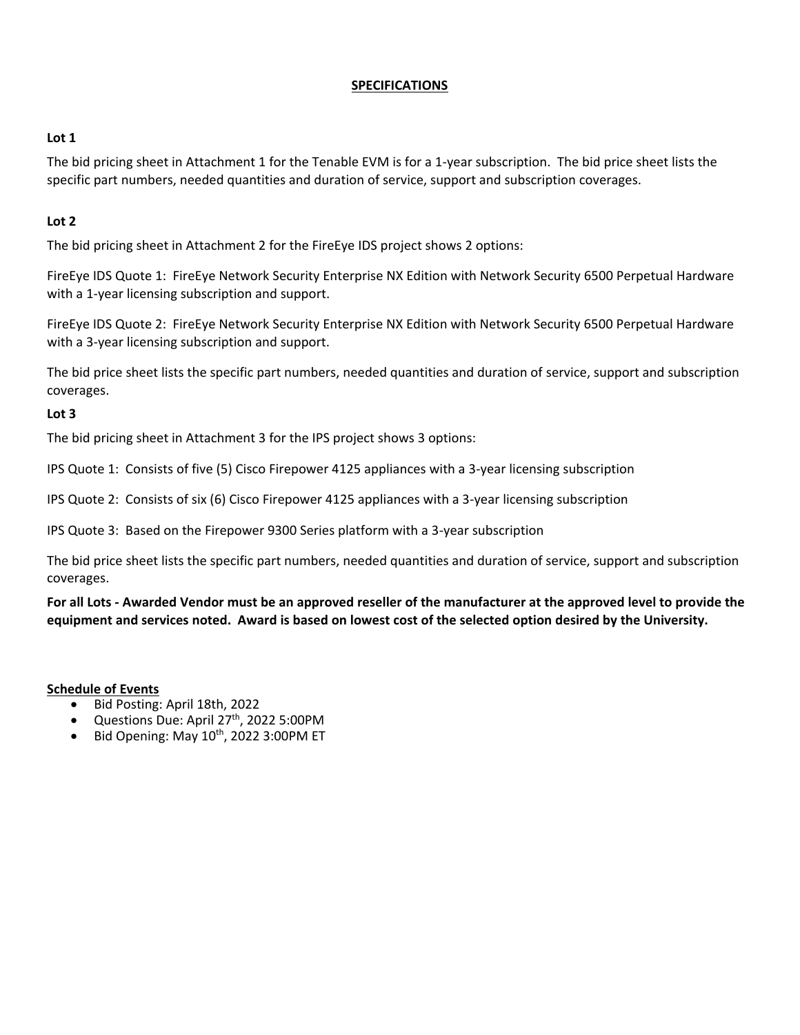## SPECIFICATIONS

**Lot 1**

The bid pricing sheet in Attachment 1 for the Tenable EVM is for a 1-year subscription. The bid price sheet lists the specific part numbers, needed quantities and duration of service, support and subscription coverages.

**Lot 2**

The bid pricing sheet in Attachment 2 for the FireEye IDS project shows 2 options:

FireEye IDS Quote 1: FireEye Network Security Enterprise NX Edition with Network Security 6500 Perpetual Hardware with a 1-year licensing subscription and support.

FireEye IDS Quote 2: FireEye Network Security Enterprise NX Edition with Network Security 6500 Perpetual Hardware with a 3-year licensing subscription and support.

The bid price sheet lists the specific part numbers, needed quantities and duration of service, support and subscription coverages.

**Lot 3**

The bid pricing sheet in Attachment 3 for the IPS project shows 3 options:

IPS Quote 1: Consists of five (5) Cisco Firepower 4125 appliances with a 3-year licensing subscription

IPS Quote 2: Consists of six (6) Cisco Firepower 4125 appliances with a 3-year licensing subscription

IPS Quote 3: Based on the Firepower 9300 Series platform with a 3-year subscription

The bid price sheet lists the specific part numbers, needed quantities and duration of service, support and subscription coverages.

**For all Lots - Awarded Vendor must be an approved reseller of the manufacturer at the approved level to provide the equipment and services noted. Award is based on lowest cost of the selected option desired by the University.**

**Schedule of Events**

- Bid Posting: April 18th, 2022
- Questions Due: April 27th, 2022 5:00PM
- Bid Opening: May 10th, 2022 3:00PM ET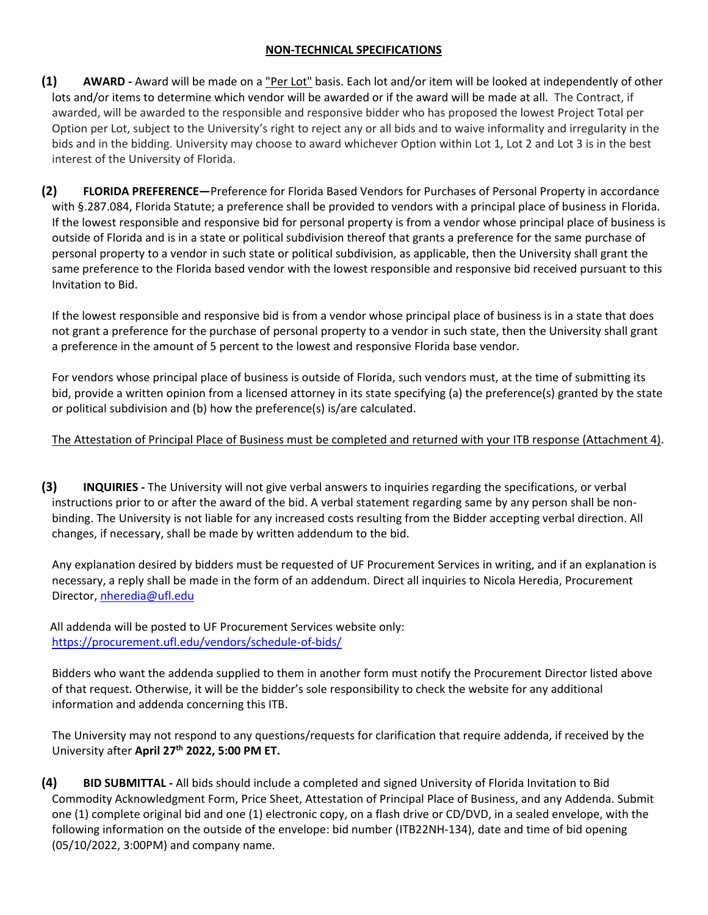## NON-TECHNICAL SPECIFICATIONS

**(1) AWARD -** Award will be made on a "Per Lot" basis. Each lot and/or item will be looked at independently of other lots and/or items to determine which vendor will be awarded or if the award will be made at all. The Contract, if awarded, will be awarded to the responsible and responsive bidder who has proposed the lowest Project Total per Option per Lot, subject to the University's right to reject any or all bids and to waive informality and irregularity in the bids and in the bidding. University may choose to award whichever Option within Lot 1, Lot 2 and Lot 3 is in the best interest of the University of Florida.

**(2) FLORIDA PREFERENCE—**Preference for Florida Based Vendors for Purchases of Personal Property in accordance with §.287.084, Florida Statute; a preference shall be provided to vendors with a principal place of business in Florida. If the lowest responsible and responsive bid for personal property is from a vendor whose principal place of business is outside of Florida and is in a state or political subdivision thereof that grants a preference for the same purchase of personal property to a vendor in such state or political subdivision, as applicable, then the University shall grant the same preference to the Florida based vendor with the lowest responsible and responsive bid received pursuant to this Invitation to Bid.

If the lowest responsible and responsive bid is from a vendor whose principal place of business is in a state that does not grant a preference for the purchase of personal property to a vendor in such state, then the University shall grant a preference in the amount of 5 percent to the lowest and responsive Florida base vendor.

For vendors whose principal place of business is outside of Florida, such vendors must, at the time of submitting its bid, provide a written opinion from a licensed attorney in its state specifying (a) the preference(s) granted by the state or political subdivision and (b) how the preference(s) is/are calculated.

The Attestation of Principal Place of Business must be completed and returned with your ITB response (Attachment 4).

**(3) INQUIRIES -** The University will not give verbal answers to inquiries regarding the specifications, or verbal instructions prior to or after the award of the bid. A verbal statement regarding same by any person shall be non-binding. The University is not liable for any increased costs resulting from the Bidder accepting verbal direction. All changes, if necessary, shall be made by written addendum to the bid.

Any explanation desired by bidders must be requested of UF Procurement Services in writing, and if an explanation is necessary, a reply shall be made in the form of an addendum. Direct all inquiries to Nicola Heredia, Procurement Director, nheredia@ufl.edu

All addenda will be posted to UF Procurement Services website only: https://procurement.ufl.edu/vendors/schedule-of-bids/

Bidders who want the addenda supplied to them in another form must notify the Procurement Director listed above of that request. Otherwise, it will be the bidder's sole responsibility to check the website for any additional information and addenda concerning this ITB.

The University may not respond to any questions/requests for clarification that require addenda, if received by the University after **April 27th 2022, 5:00 PM ET.**

**(4) BID SUBMITTAL -** All bids should include a completed and signed University of Florida Invitation to Bid Commodity Acknowledgment Form, Price Sheet, Attestation of Principal Place of Business, and any Addenda. Submit one (1) complete original bid and one (1) electronic copy, on a flash drive or CD/DVD, in a sealed envelope, with the following information on the outside of the envelope: bid number (ITB22NH-134), date and time of bid opening (05/10/2022, 3:00PM) and company name.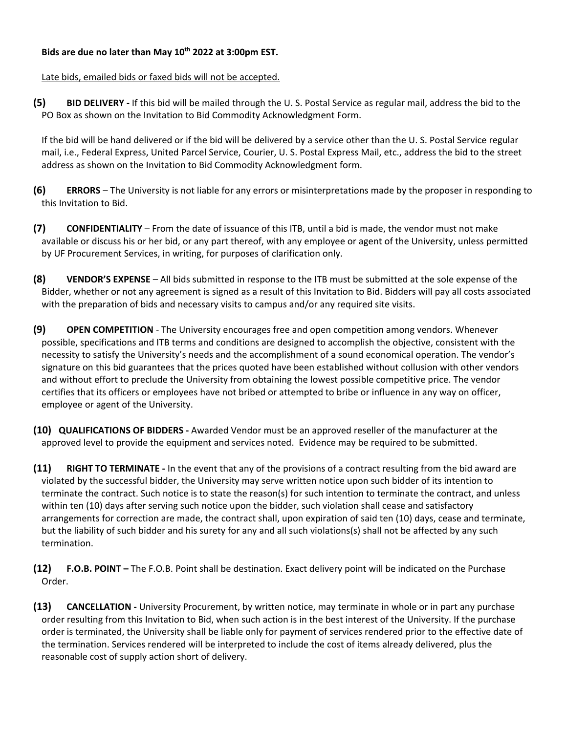**Bids are due no later than May 10th 2022 at 3:00pm EST.**

Late bids, emailed bids or faxed bids will not be accepted.

**(5) BID DELIVERY -** If this bid will be mailed through the U. S. Postal Service as regular mail, address the bid to the PO Box as shown on the Invitation to Bid Commodity Acknowledgment Form.

If the bid will be hand delivered or if the bid will be delivered by a service other than the U. S. Postal Service regular mail, i.e., Federal Express, United Parcel Service, Courier, U. S. Postal Express Mail, etc., address the bid to the street address as shown on the Invitation to Bid Commodity Acknowledgment form.

**(6) ERRORS** – The University is not liable for any errors or misinterpretations made by the proposer in responding to this Invitation to Bid.

**(7) CONFIDENTIALITY** – From the date of issuance of this ITB, until a bid is made, the vendor must not make available or discuss his or her bid, or any part thereof, with any employee or agent of the University, unless permitted by UF Procurement Services, in writing, for purposes of clarification only.

**(8) VENDOR'S EXPENSE** – All bids submitted in response to the ITB must be submitted at the sole expense of the Bidder, whether or not any agreement is signed as a result of this Invitation to Bid. Bidders will pay all costs associated with the preparation of bids and necessary visits to campus and/or any required site visits.

**(9) OPEN COMPETITION** - The University encourages free and open competition among vendors. Whenever possible, specifications and ITB terms and conditions are designed to accomplish the objective, consistent with the necessity to satisfy the University's needs and the accomplishment of a sound economical operation. The vendor's signature on this bid guarantees that the prices quoted have been established without collusion with other vendors and without effort to preclude the University from obtaining the lowest possible competitive price. The vendor certifies that its officers or employees have not bribed or attempted to bribe or influence in any way on officer, employee or agent of the University.

**(10) QUALIFICATIONS OF BIDDERS -** Awarded Vendor must be an approved reseller of the manufacturer at the approved level to provide the equipment and services noted. Evidence may be required to be submitted.

**(11) RIGHT TO TERMINATE -** In the event that any of the provisions of a contract resulting from the bid award are violated by the successful bidder, the University may serve written notice upon such bidder of its intention to terminate the contract. Such notice is to state the reason(s) for such intention to terminate the contract, and unless within ten (10) days after serving such notice upon the bidder, such violation shall cease and satisfactory arrangements for correction are made, the contract shall, upon expiration of said ten (10) days, cease and terminate, but the liability of such bidder and his surety for any and all such violations(s) shall not be affected by any such termination.

**(12) F.O.B. POINT –** The F.O.B. Point shall be destination. Exact delivery point will be indicated on the Purchase Order.

**(13) CANCELLATION -** University Procurement, by written notice, may terminate in whole or in part any purchase order resulting from this Invitation to Bid, when such action is in the best interest of the University. If the purchase order is terminated, the University shall be liable only for payment of services rendered prior to the effective date of the termination. Services rendered will be interpreted to include the cost of items already delivered, plus the reasonable cost of supply action short of delivery.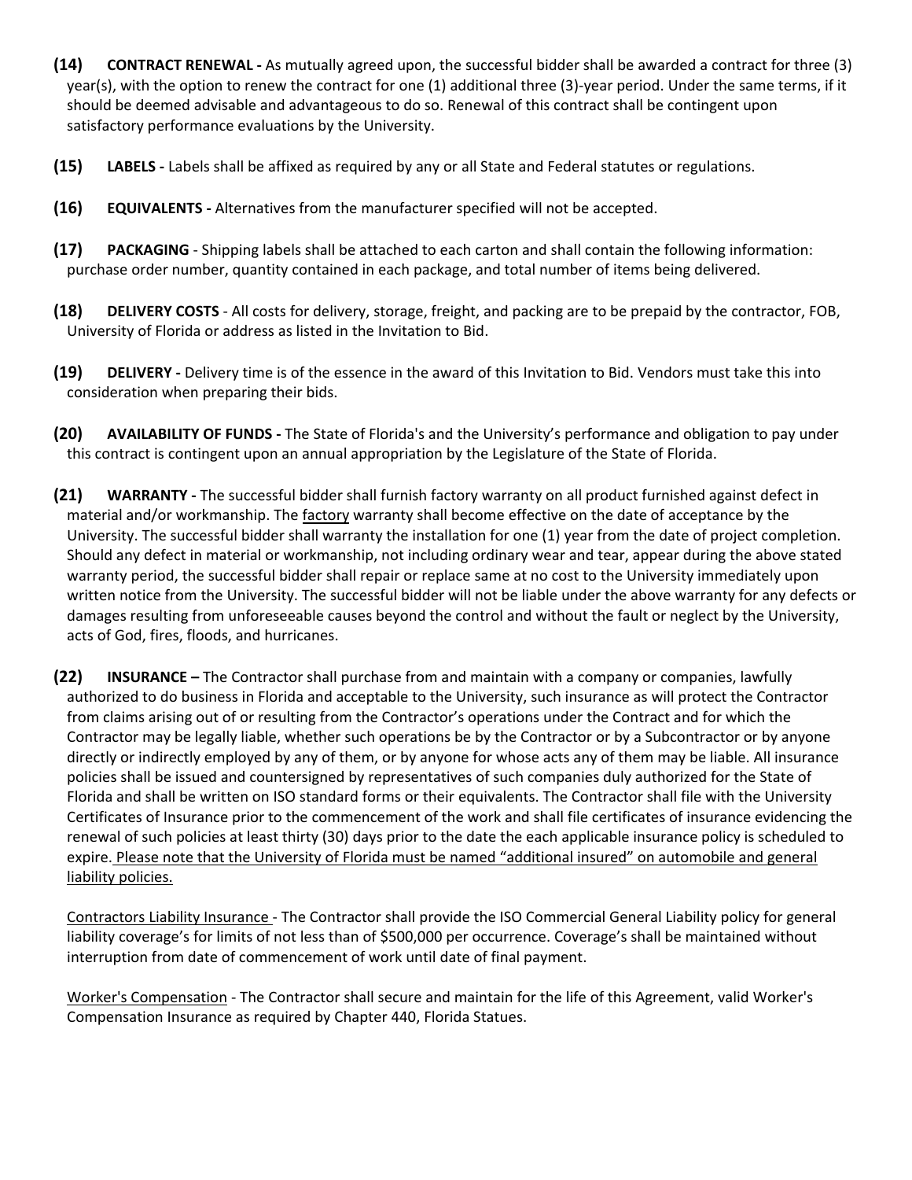**(14) CONTRACT RENEWAL -** As mutually agreed upon, the successful bidder shall be awarded a contract for three (3) year(s), with the option to renew the contract for one (1) additional three (3)-year period. Under the same terms, if it should be deemed advisable and advantageous to do so. Renewal of this contract shall be contingent upon satisfactory performance evaluations by the University.

**(15) LABELS -** Labels shall be affixed as required by any or all State and Federal statutes or regulations.

**(16) EQUIVALENTS -** Alternatives from the manufacturer specified will not be accepted.

**(17) PACKAGING** - Shipping labels shall be attached to each carton and shall contain the following information: purchase order number, quantity contained in each package, and total number of items being delivered.

**(18) DELIVERY COSTS** - All costs for delivery, storage, freight, and packing are to be prepaid by the contractor, FOB, University of Florida or address as listed in the Invitation to Bid.

**(19) DELIVERY -** Delivery time is of the essence in the award of this Invitation to Bid. Vendors must take this into consideration when preparing their bids.

**(20) AVAILABILITY OF FUNDS -** The State of Florida's and the University's performance and obligation to pay under this contract is contingent upon an annual appropriation by the Legislature of the State of Florida.

**(21) WARRANTY -** The successful bidder shall furnish factory warranty on all product furnished against defect in material and/or workmanship. The <u>factory</u> warranty shall become effective on the date of acceptance by the University. The successful bidder shall warranty the installation for one (1) year from the date of project completion. Should any defect in material or workmanship, not including ordinary wear and tear, appear during the above stated warranty period, the successful bidder shall repair or replace same at no cost to the University immediately upon written notice from the University. The successful bidder will not be liable under the above warranty for any defects or damages resulting from unforeseeable causes beyond the control and without the fault or neglect by the University, acts of God, fires, floods, and hurricanes.

**(22) INSURANCE –** The Contractor shall purchase from and maintain with a company or companies, lawfully authorized to do business in Florida and acceptable to the University, such insurance as will protect the Contractor from claims arising out of or resulting from the Contractor's operations under the Contract and for which the Contractor may be legally liable, whether such operations be by the Contractor or by a Subcontractor or by anyone directly or indirectly employed by any of them, or by anyone for whose acts any of them may be liable. All insurance policies shall be issued and countersigned by representatives of such companies duly authorized for the State of Florida and shall be written on ISO standard forms or their equivalents. The Contractor shall file with the University Certificates of Insurance prior to the commencement of the work and shall file certificates of insurance evidencing the renewal of such policies at least thirty (30) days prior to the date the each applicable insurance policy is scheduled to expire. <u>Please note that the University of Florida must be named "additional insured" on automobile and general liability policies.</u>

<u>Contractors Liability Insurance</u> - The Contractor shall provide the ISO Commercial General Liability policy for general liability coverage's for limits of not less than of $500,000 per occurrence. Coverage's shall be maintained without interruption from date of commencement of work until date of final payment.

<u>Worker's Compensation</u> - The Contractor shall secure and maintain for the life of this Agreement, valid Worker's Compensation Insurance as required by Chapter 440, Florida Statues.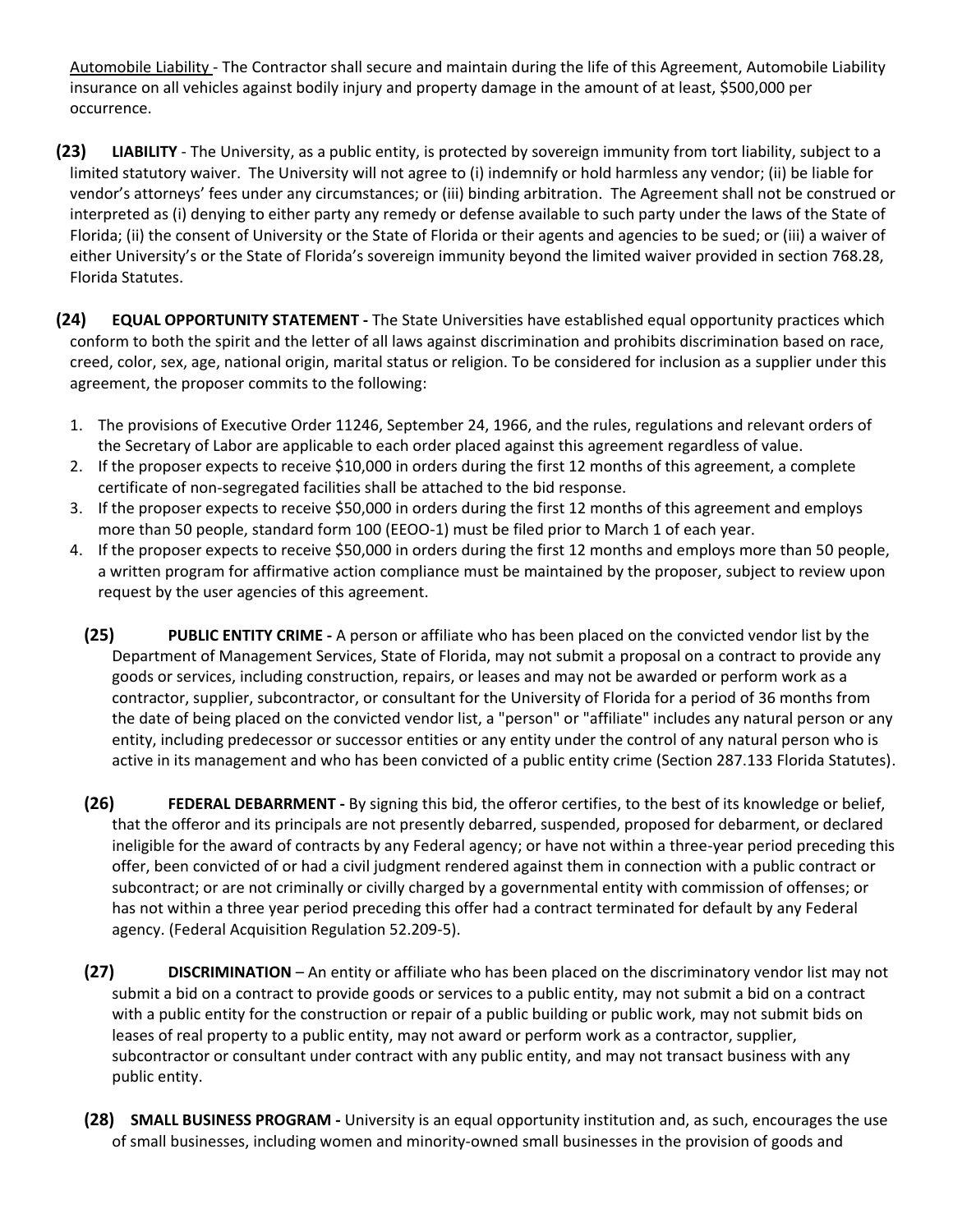Automobile Liability - The Contractor shall secure and maintain during the life of this Agreement, Automobile Liability insurance on all vehicles against bodily injury and property damage in the amount of at least, $500,000 per occurrence.

**(23) LIABILITY** - The University, as a public entity, is protected by sovereign immunity from tort liability, subject to a limited statutory waiver. The University will not agree to (i) indemnify or hold harmless any vendor; (ii) be liable for vendor's attorneys' fees under any circumstances; or (iii) binding arbitration. The Agreement shall not be construed or interpreted as (i) denying to either party any remedy or defense available to such party under the laws of the State of Florida; (ii) the consent of University or the State of Florida or their agents and agencies to be sued; or (iii) a waiver of either University's or the State of Florida's sovereign immunity beyond the limited waiver provided in section 768.28, Florida Statutes.

**(24) EQUAL OPPORTUNITY STATEMENT -** The State Universities have established equal opportunity practices which conform to both the spirit and the letter of all laws against discrimination and prohibits discrimination based on race, creed, color, sex, age, national origin, marital status or religion. To be considered for inclusion as a supplier under this agreement, the proposer commits to the following:

1. The provisions of Executive Order 11246, September 24, 1966, and the rules, regulations and relevant orders of the Secretary of Labor are applicable to each order placed against this agreement regardless of value.
2. If the proposer expects to receive $10,000 in orders during the first 12 months of this agreement, a complete certificate of non-segregated facilities shall be attached to the bid response.
3. If the proposer expects to receive $50,000 in orders during the first 12 months of this agreement and employs more than 50 people, standard form 100 (EEOO-1) must be filed prior to March 1 of each year.
4. If the proposer expects to receive $50,000 in orders during the first 12 months and employs more than 50 people, a written program for affirmative action compliance must be maintained by the proposer, subject to review upon request by the user agencies of this agreement.

**(25) PUBLIC ENTITY CRIME -** A person or affiliate who has been placed on the convicted vendor list by the Department of Management Services, State of Florida, may not submit a proposal on a contract to provide any goods or services, including construction, repairs, or leases and may not be awarded or perform work as a contractor, supplier, subcontractor, or consultant for the University of Florida for a period of 36 months from the date of being placed on the convicted vendor list, a "person" or "affiliate" includes any natural person or any entity, including predecessor or successor entities or any entity under the control of any natural person who is active in its management and who has been convicted of a public entity crime (Section 287.133 Florida Statutes).

**(26) FEDERAL DEBARRMENT -** By signing this bid, the offeror certifies, to the best of its knowledge or belief, that the offeror and its principals are not presently debarred, suspended, proposed for debarment, or declared ineligible for the award of contracts by any Federal agency; or have not within a three-year period preceding this offer, been convicted of or had a civil judgment rendered against them in connection with a public contract or subcontract; or are not criminally or civilly charged by a governmental entity with commission of offenses; or has not within a three year period preceding this offer had a contract terminated for default by any Federal agency. (Federal Acquisition Regulation 52.209-5).

**(27) DISCRIMINATION** – An entity or affiliate who has been placed on the discriminatory vendor list may not submit a bid on a contract to provide goods or services to a public entity, may not submit a bid on a contract with a public entity for the construction or repair of a public building or public work, may not submit bids on leases of real property to a public entity, may not award or perform work as a contractor, supplier, subcontractor or consultant under contract with any public entity, and may not transact business with any public entity.

**(28) SMALL BUSINESS PROGRAM -** University is an equal opportunity institution and, as such, encourages the use of small businesses, including women and minority-owned small businesses in the provision of goods and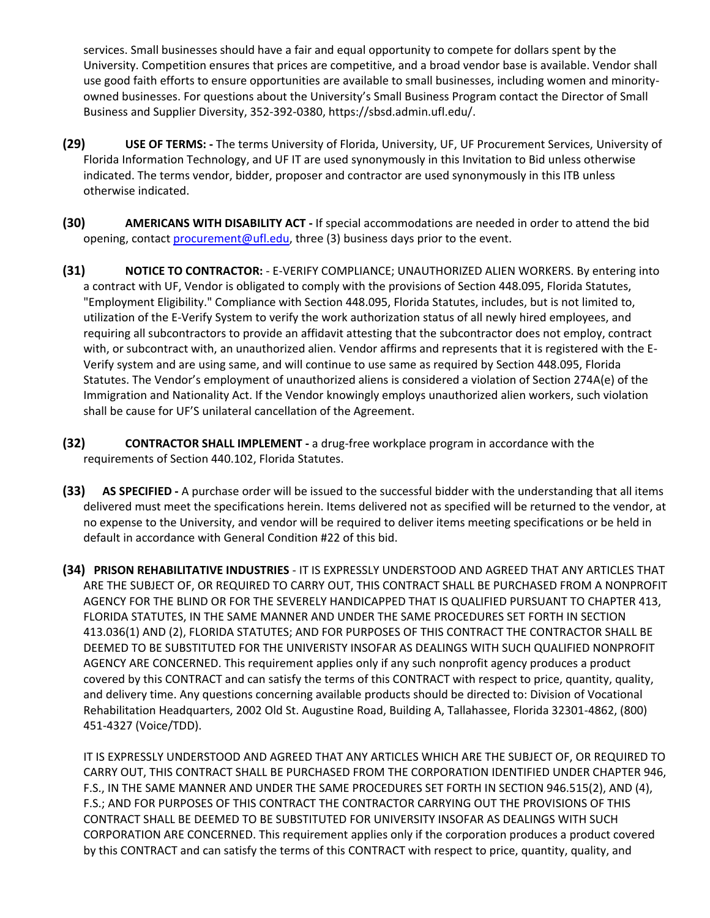services. Small businesses should have a fair and equal opportunity to compete for dollars spent by the University. Competition ensures that prices are competitive, and a broad vendor base is available. Vendor shall use good faith efforts to ensure opportunities are available to small businesses, including women and minority-owned businesses. For questions about the University's Small Business Program contact the Director of Small Business and Supplier Diversity, 352-392-0380, https://sbsd.admin.ufl.edu/.

**(29)** **USE OF TERMS: -** The terms University of Florida, University, UF, UF Procurement Services, University of Florida Information Technology, and UF IT are used synonymously in this Invitation to Bid unless otherwise indicated. The terms vendor, bidder, proposer and contractor are used synonymously in this ITB unless otherwise indicated.

**(30)** **AMERICANS WITH DISABILITY ACT -** If special accommodations are needed in order to attend the bid opening, contact procurement@ufl.edu, three (3) business days prior to the event.

**(31)** **NOTICE TO CONTRACTOR:** - E-VERIFY COMPLIANCE; UNAUTHORIZED ALIEN WORKERS. By entering into a contract with UF, Vendor is obligated to comply with the provisions of Section 448.095, Florida Statutes, "Employment Eligibility." Compliance with Section 448.095, Florida Statutes, includes, but is not limited to, utilization of the E-Verify System to verify the work authorization status of all newly hired employees, and requiring all subcontractors to provide an affidavit attesting that the subcontractor does not employ, contract with, or subcontract with, an unauthorized alien. Vendor affirms and represents that it is registered with the E-Verify system and are using same, and will continue to use same as required by Section 448.095, Florida Statutes. The Vendor's employment of unauthorized aliens is considered a violation of Section 274A(e) of the Immigration and Nationality Act. If the Vendor knowingly employs unauthorized alien workers, such violation shall be cause for UF'S unilateral cancellation of the Agreement.

**(32)** **CONTRACTOR SHALL IMPLEMENT -** a drug-free workplace program in accordance with the requirements of Section 440.102, Florida Statutes.

**(33)** **AS SPECIFIED -** A purchase order will be issued to the successful bidder with the understanding that all items delivered must meet the specifications herein. Items delivered not as specified will be returned to the vendor, at no expense to the University, and vendor will be required to deliver items meeting specifications or be held in default in accordance with General Condition #22 of this bid.

**(34)** **PRISON REHABILITATIVE INDUSTRIES** - IT IS EXPRESSLY UNDERSTOOD AND AGREED THAT ANY ARTICLES THAT ARE THE SUBJECT OF, OR REQUIRED TO CARRY OUT, THIS CONTRACT SHALL BE PURCHASED FROM A NONPROFIT AGENCY FOR THE BLIND OR FOR THE SEVERELY HANDICAPPED THAT IS QUALIFIED PURSUANT TO CHAPTER 413, FLORIDA STATUTES, IN THE SAME MANNER AND UNDER THE SAME PROCEDURES SET FORTH IN SECTION 413.036(1) AND (2), FLORIDA STATUTES; AND FOR PURPOSES OF THIS CONTRACT THE CONTRACTOR SHALL BE DEEMED TO BE SUBSTITUTED FOR THE UNIVERISTY INSOFAR AS DEALINGS WITH SUCH QUALIFIED NONPROFIT AGENCY ARE CONCERNED. This requirement applies only if any such nonprofit agency produces a product covered by this CONTRACT and can satisfy the terms of this CONTRACT with respect to price, quantity, quality, and delivery time. Any questions concerning available products should be directed to: Division of Vocational Rehabilitation Headquarters, 2002 Old St. Augustine Road, Building A, Tallahassee, Florida 32301-4862, (800) 451-4327 (Voice/TDD).

IT IS EXPRESSLY UNDERSTOOD AND AGREED THAT ANY ARTICLES WHICH ARE THE SUBJECT OF, OR REQUIRED TO CARRY OUT, THIS CONTRACT SHALL BE PURCHASED FROM THE CORPORATION IDENTIFIED UNDER CHAPTER 946, F.S., IN THE SAME MANNER AND UNDER THE SAME PROCEDURES SET FORTH IN SECTION 946.515(2), AND (4), F.S.; AND FOR PURPOSES OF THIS CONTRACT THE CONTRACTOR CARRYING OUT THE PROVISIONS OF THIS CONTRACT SHALL BE DEEMED TO BE SUBSTITUTED FOR UNIVERSITY INSOFAR AS DEALINGS WITH SUCH CORPORATION ARE CONCERNED. This requirement applies only if the corporation produces a product covered by this CONTRACT and can satisfy the terms of this CONTRACT with respect to price, quantity, quality, and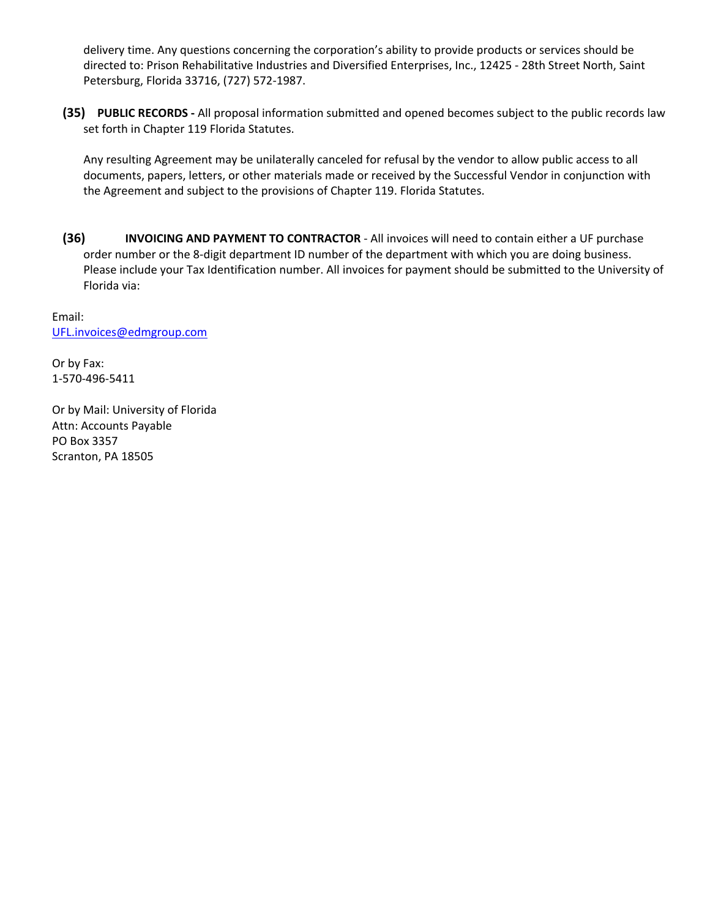delivery time. Any questions concerning the corporation's ability to provide products or services should be directed to: Prison Rehabilitative Industries and Diversified Enterprises, Inc., 12425 - 28th Street North, Saint Petersburg, Florida 33716, (727) 572-1987.

**(35) PUBLIC RECORDS -** All proposal information submitted and opened becomes subject to the public records law set forth in Chapter 119 Florida Statutes.

Any resulting Agreement may be unilaterally canceled for refusal by the vendor to allow public access to all documents, papers, letters, or other materials made or received by the Successful Vendor in conjunction with the Agreement and subject to the provisions of Chapter 119. Florida Statutes.

**(36) INVOICING AND PAYMENT TO CONTRACTOR** - All invoices will need to contain either a UF purchase order number or the 8-digit department ID number of the department with which you are doing business. Please include your Tax Identification number. All invoices for payment should be submitted to the University of Florida via:

Email:
UFL.invoices@edmgroup.com

Or by Fax:
1-570-496-5411

Or by Mail: University of Florida
Attn: Accounts Payable
PO Box 3357
Scranton, PA 18505